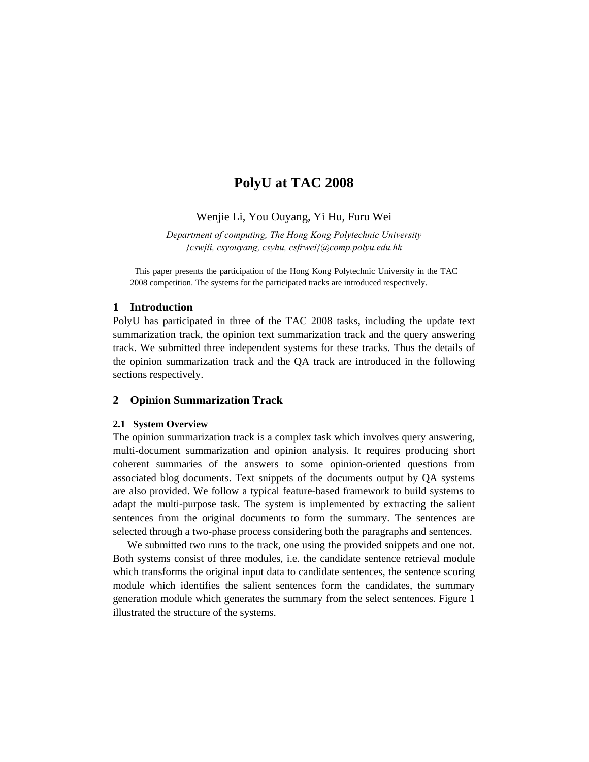# PolyU at TAC 2008

Wenjie Li, You Ouyang, Yi Hu, Furu Wei

*Department of computing, The Hong Kong Polytechnic University*
*{cswjli, csyouyang, csyhu, csfrwei}@comp.polyu.edu.hk*

This paper presents the participation of the Hong Kong Polytechnic University in the TAC 2008 competition. The systems for the participated tracks are introduced respectively.

## 1 Introduction

PolyU has participated in three of the TAC 2008 tasks, including the update text summarization track, the opinion text summarization track and the query answering track. We submitted three independent systems for these tracks. Thus the details of the opinion summarization track and the QA track are introduced in the following sections respectively.

## 2 Opinion Summarization Track

### 2.1 System Overview

The opinion summarization track is a complex task which involves query answering, multi-document summarization and opinion analysis. It requires producing short coherent summaries of the answers to some opinion-oriented questions from associated blog documents. Text snippets of the documents output by QA systems are also provided. We follow a typical feature-based framework to build systems to adapt the multi-purpose task. The system is implemented by extracting the salient sentences from the original documents to form the summary. The sentences are selected through a two-phase process considering both the paragraphs and sentences.

We submitted two runs to the track, one using the provided snippets and one not. Both systems consist of three modules, i.e. the candidate sentence retrieval module which transforms the original input data to candidate sentences, the sentence scoring module which identifies the salient sentences form the candidates, the summary generation module which generates the summary from the select sentences. Figure 1 illustrated the structure of the systems.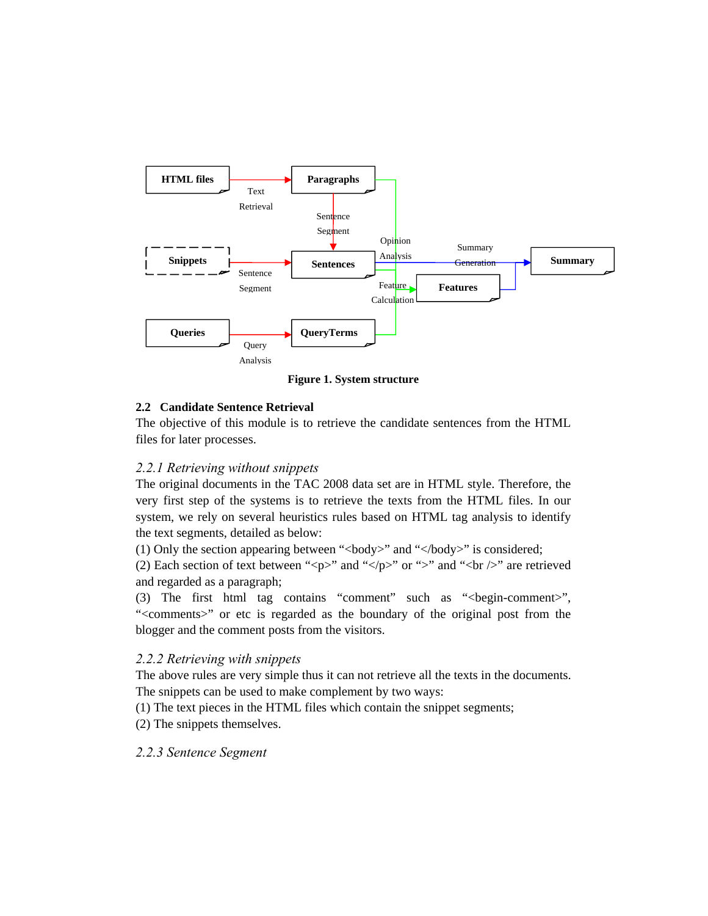Figure 1. System structure

## 2.2 Candidate Sentence Retrieval

The objective of this module is to retrieve the candidate sentences from the HTML files for later processes.

### *2.2.1 Retrieving without snippets*

The original documents in the TAC 2008 data set are in HTML style. Therefore, the very first step of the systems is to retrieve the texts from the HTML files. In our system, we rely on several heuristics rules based on HTML tag analysis to identify the text segments, detailed as below:

(1) Only the section appearing between "<body>" and "</body>" is considered;

(2) Each section of text between "<p>" and "</p>" or ">" and "<br />" are retrieved and regarded as a paragraph;

(3) The first html tag contains "comment" such as "<begin-comment>", "<comments>" or etc is regarded as the boundary of the original post from the blogger and the comment posts from the visitors.

### *2.2.2 Retrieving with snippets*

The above rules are very simple thus it can not retrieve all the texts in the documents. The snippets can be used to make complement by two ways:

(1) The text pieces in the HTML files which contain the snippet segments;

(2) The snippets themselves.

### *2.2.3 Sentence Segment*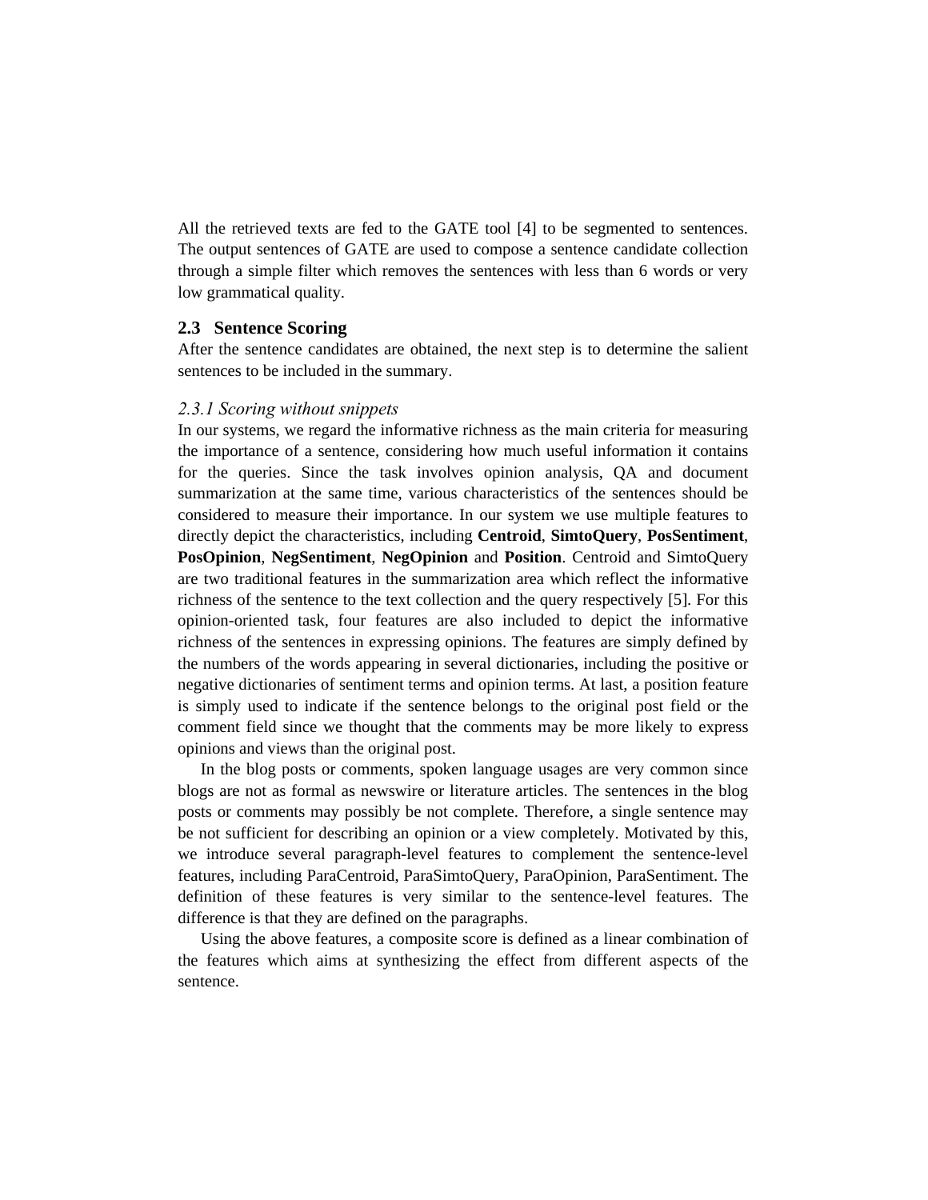All the retrieved texts are fed to the GATE tool [4] to be segmented to sentences. The output sentences of GATE are used to compose a sentence candidate collection through a simple filter which removes the sentences with less than 6 words or very low grammatical quality.

### 2.3 Sentence Scoring

After the sentence candidates are obtained, the next step is to determine the salient sentences to be included in the summary.

#### *2.3.1 Scoring without snippets*

In our systems, we regard the informative richness as the main criteria for measuring the importance of a sentence, considering how much useful information it contains for the queries. Since the task involves opinion analysis, QA and document summarization at the same time, various characteristics of the sentences should be considered to measure their importance. In our system we use multiple features to directly depict the characteristics, including **Centroid**, **SimtoQuery**, **PosSentiment**, **PosOpinion**, **NegSentiment**, **NegOpinion** and **Position**. Centroid and SimtoQuery are two traditional features in the summarization area which reflect the informative richness of the sentence to the text collection and the query respectively [5]. For this opinion-oriented task, four features are also included to depict the informative richness of the sentences in expressing opinions. The features are simply defined by the numbers of the words appearing in several dictionaries, including the positive or negative dictionaries of sentiment terms and opinion terms. At last, a position feature is simply used to indicate if the sentence belongs to the original post field or the comment field since we thought that the comments may be more likely to express opinions and views than the original post.

In the blog posts or comments, spoken language usages are very common since blogs are not as formal as newswire or literature articles. The sentences in the blog posts or comments may possibly be not complete. Therefore, a single sentence may be not sufficient for describing an opinion or a view completely. Motivated by this, we introduce several paragraph-level features to complement the sentence-level features, including ParaCentroid, ParaSimtoQuery, ParaOpinion, ParaSentiment. The definition of these features is very similar to the sentence-level features. The difference is that they are defined on the paragraphs.

Using the above features, a composite score is defined as a linear combination of the features which aims at synthesizing the effect from different aspects of the sentence.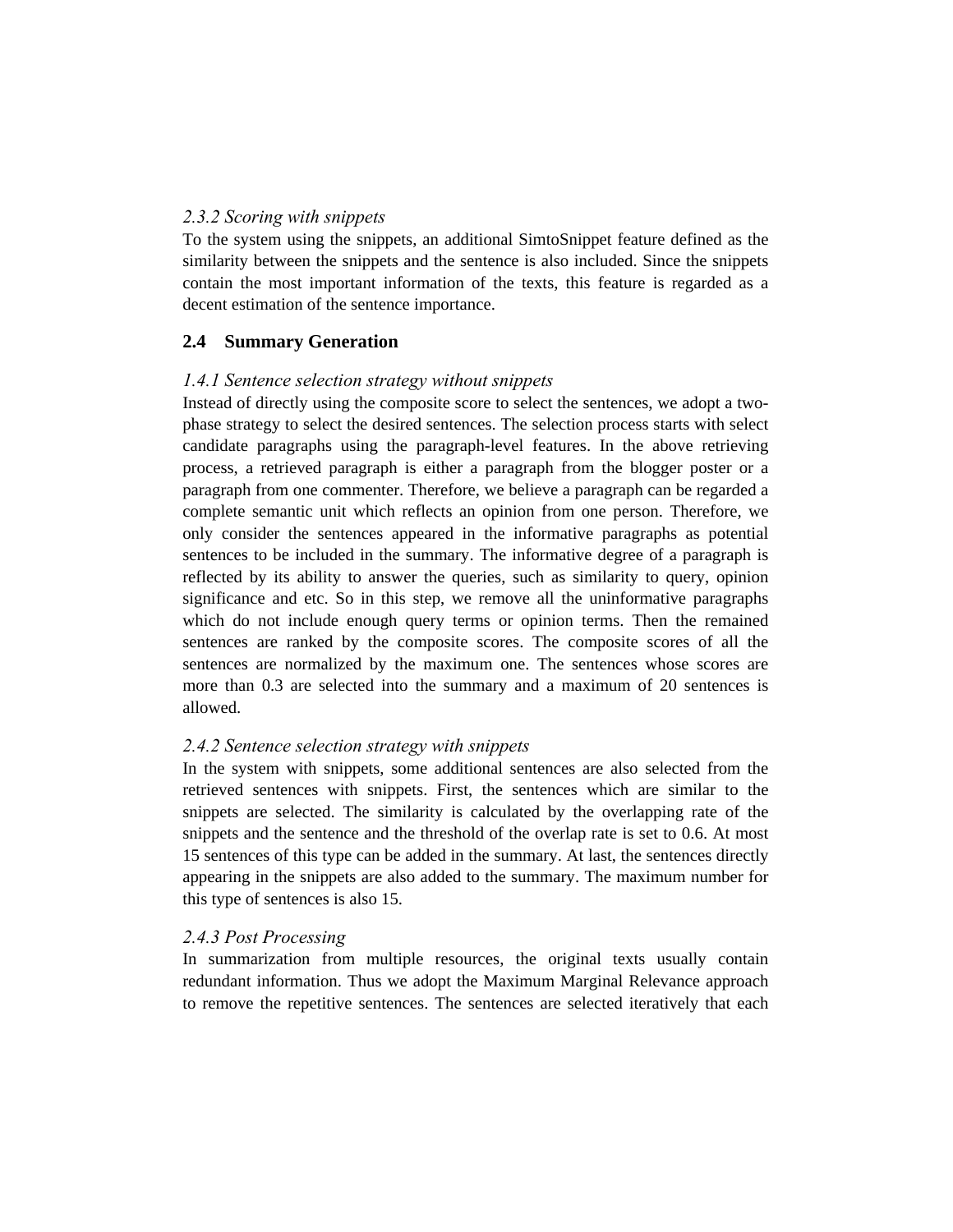### *2.3.2 Scoring with snippets*

To the system using the snippets, an additional SimtoSnippet feature defined as the similarity between the snippets and the sentence is also included. Since the snippets contain the most important information of the texts, this feature is regarded as a decent estimation of the sentence importance.

## 2.4 Summary Generation

### *1.4.1 Sentence selection strategy without snippets*

Instead of directly using the composite score to select the sentences, we adopt a two-phase strategy to select the desired sentences. The selection process starts with select candidate paragraphs using the paragraph-level features. In the above retrieving process, a retrieved paragraph is either a paragraph from the blogger poster or a paragraph from one commenter. Therefore, we believe a paragraph can be regarded a complete semantic unit which reflects an opinion from one person. Therefore, we only consider the sentences appeared in the informative paragraphs as potential sentences to be included in the summary. The informative degree of a paragraph is reflected by its ability to answer the queries, such as similarity to query, opinion significance and etc. So in this step, we remove all the uninformative paragraphs which do not include enough query terms or opinion terms. Then the remained sentences are ranked by the composite scores. The composite scores of all the sentences are normalized by the maximum one. The sentences whose scores are more than 0.3 are selected into the summary and a maximum of 20 sentences is allowed.

### *2.4.2 Sentence selection strategy with snippets*

In the system with snippets, some additional sentences are also selected from the retrieved sentences with snippets. First, the sentences which are similar to the snippets are selected. The similarity is calculated by the overlapping rate of the snippets and the sentence and the threshold of the overlap rate is set to 0.6. At most 15 sentences of this type can be added in the summary. At last, the sentences directly appearing in the snippets are also added to the summary. The maximum number for this type of sentences is also 15.

### *2.4.3 Post Processing*

In summarization from multiple resources, the original texts usually contain redundant information. Thus we adopt the Maximum Marginal Relevance approach to remove the repetitive sentences. The sentences are selected iteratively that each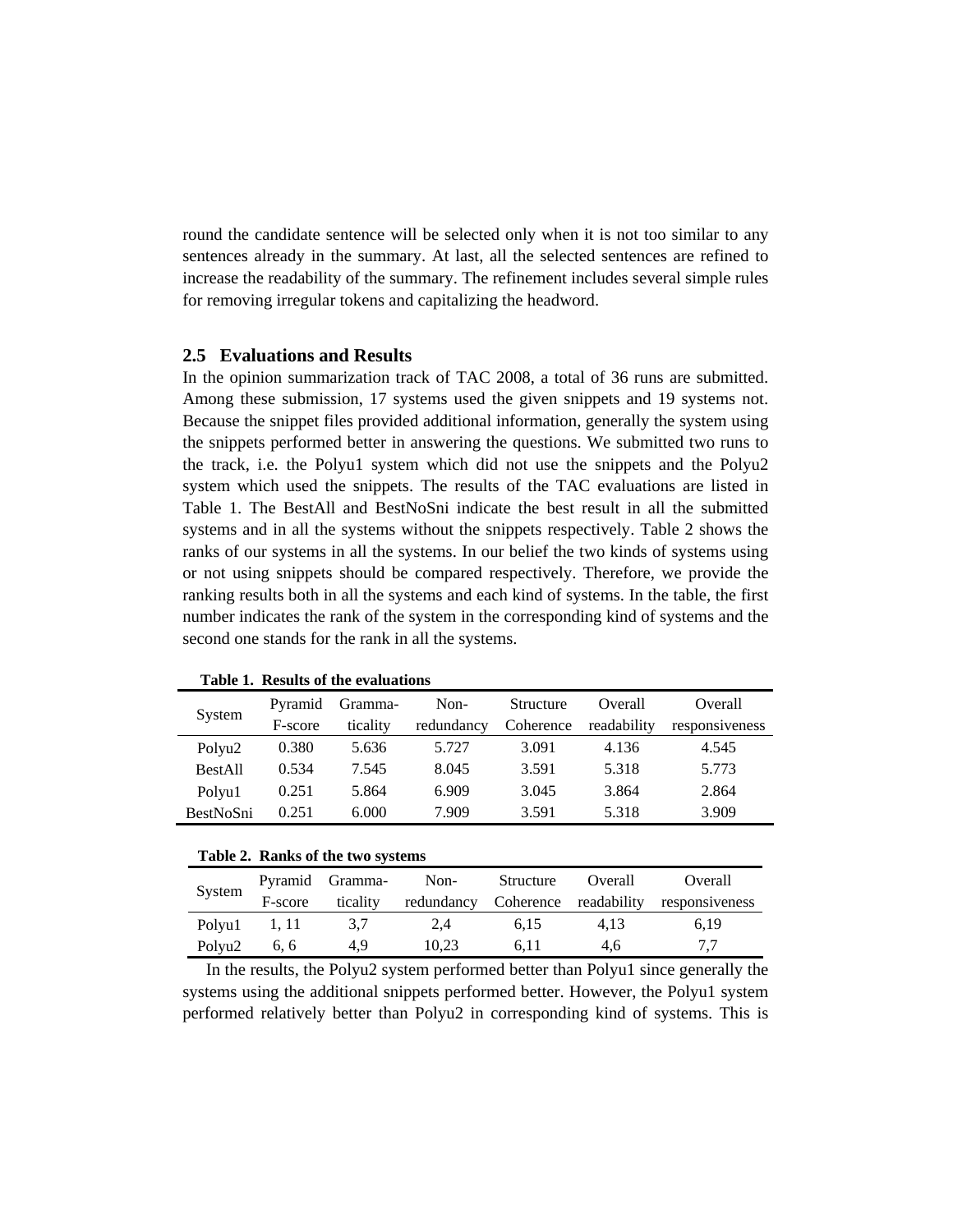round the candidate sentence will be selected only when it is not too similar to any sentences already in the summary. At last, all the selected sentences are refined to increase the readability of the summary. The refinement includes several simple rules for removing irregular tokens and capitalizing the headword.

## 2.5 Evaluations and Results

In the opinion summarization track of TAC 2008, a total of 36 runs are submitted. Among these submission, 17 systems used the given snippets and 19 systems not. Because the snippet files provided additional information, generally the system using the snippets performed better in answering the questions. We submitted two runs to the track, i.e. the Polyu1 system which did not use the snippets and the Polyu2 system which used the snippets. The results of the TAC evaluations are listed in Table 1. The BestAll and BestNoSni indicate the best result in all the submitted systems and in all the systems without the snippets respectively. Table 2 shows the ranks of our systems in all the systems. In our belief the two kinds of systems using or not using snippets should be compared respectively. Therefore, we provide the ranking results both in all the systems and each kind of systems. In the table, the first number indicates the rank of the system in the corresponding kind of systems and the second one stands for the rank in all the systems.

**Table 1. Results of the evaluations**

| System | Pyramid F-score | Gramma-ticality | Non-redundancy | Structure Coherence | Overall readability | Overall responsiveness |
|---|---|---|---|---|---|---|
| Polyu2 | 0.380 | 5.636 | 5.727 | 3.091 | 4.136 | 4.545 |
| BestAll | 0.534 | 7.545 | 8.045 | 3.591 | 5.318 | 5.773 |
| Polyu1 | 0.251 | 5.864 | 6.909 | 3.045 | 3.864 | 2.864 |
| BestNoSni | 0.251 | 6.000 | 7.909 | 3.591 | 5.318 | 3.909 |

**Table 2. Ranks of the two systems**

| System | Pyramid F-score | Gramma-ticality | Non-redundancy | Structure Coherence | Overall readability | Overall responsiveness |
|---|---|---|---|---|---|---|
| Polyu1 | 1, 11 | 3,7 | 2,4 | 6,15 | 4,13 | 6,19 |
| Polyu2 | 6, 6 | 4,9 | 10,23 | 6,11 | 4,6 | 7,7 |

In the results, the Polyu2 system performed better than Polyu1 since generally the systems using the additional snippets performed better. However, the Polyu1 system performed relatively better than Polyu2 in corresponding kind of systems. This is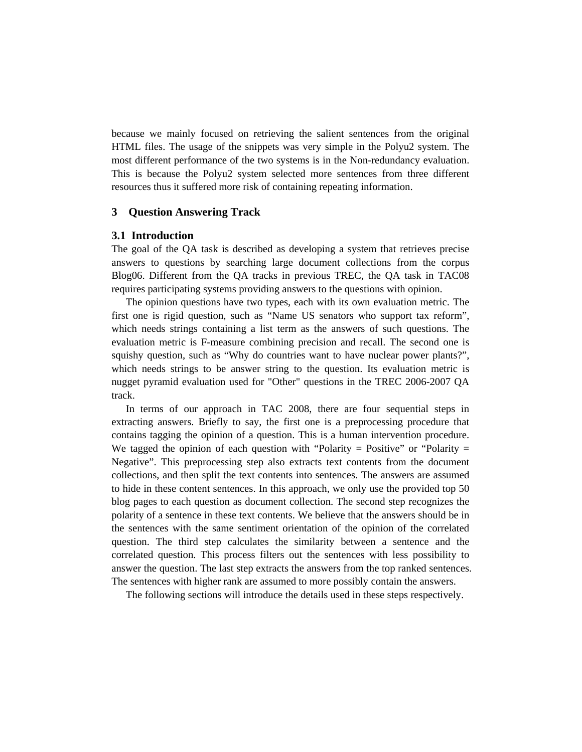because we mainly focused on retrieving the salient sentences from the original HTML files. The usage of the snippets was very simple in the Polyu2 system. The most different performance of the two systems is in the Non-redundancy evaluation. This is because the Polyu2 system selected more sentences from three different resources thus it suffered more risk of containing repeating information.

## 3 Question Answering Track

### 3.1 Introduction

The goal of the QA task is described as developing a system that retrieves precise answers to questions by searching large document collections from the corpus Blog06. Different from the QA tracks in previous TREC, the QA task in TAC08 requires participating systems providing answers to the questions with opinion.

The opinion questions have two types, each with its own evaluation metric. The first one is rigid question, such as "Name US senators who support tax reform", which needs strings containing a list term as the answers of such questions. The evaluation metric is F-measure combining precision and recall. The second one is squishy question, such as "Why do countries want to have nuclear power plants?", which needs strings to be answer string to the question. Its evaluation metric is nugget pyramid evaluation used for "Other" questions in the TREC 2006-2007 QA track.

In terms of our approach in TAC 2008, there are four sequential steps in extracting answers. Briefly to say, the first one is a preprocessing procedure that contains tagging the opinion of a question. This is a human intervention procedure. We tagged the opinion of each question with "Polarity = Positive" or "Polarity = Negative". This preprocessing step also extracts text contents from the document collections, and then split the text contents into sentences. The answers are assumed to hide in these content sentences. In this approach, we only use the provided top 50 blog pages to each question as document collection. The second step recognizes the polarity of a sentence in these text contents. We believe that the answers should be in the sentences with the same sentiment orientation of the opinion of the correlated question. The third step calculates the similarity between a sentence and the correlated question. This process filters out the sentences with less possibility to answer the question. The last step extracts the answers from the top ranked sentences. The sentences with higher rank are assumed to more possibly contain the answers.

The following sections will introduce the details used in these steps respectively.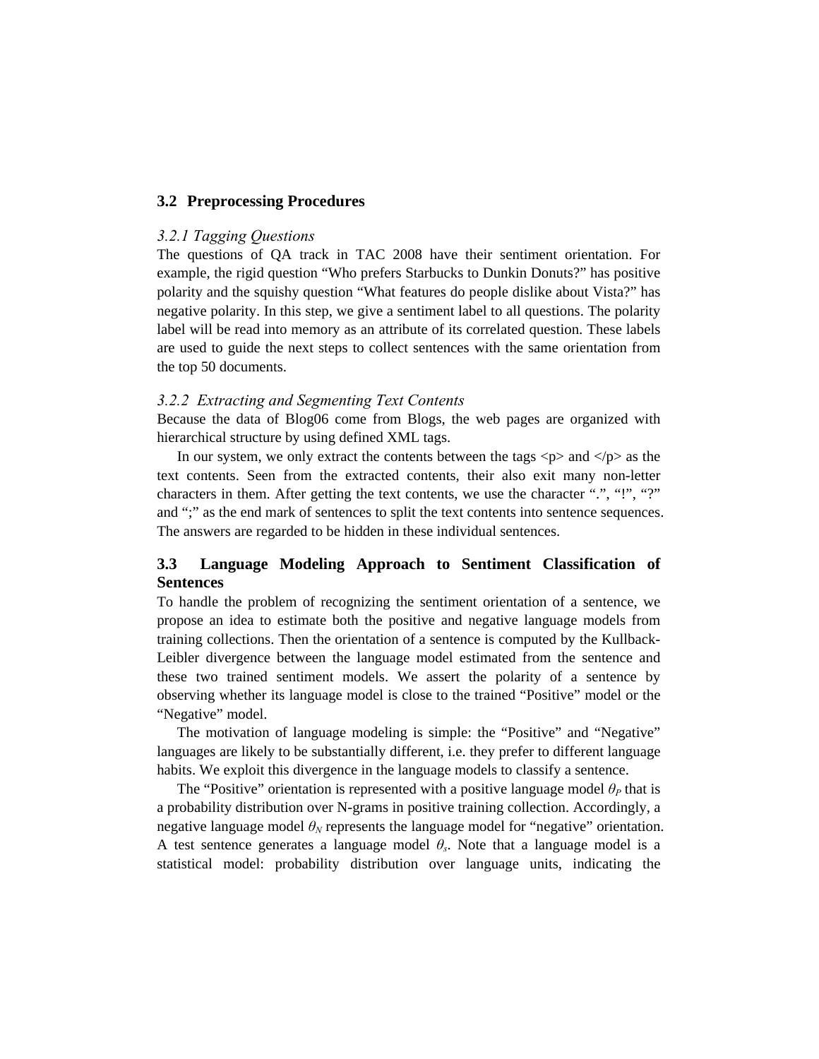## 3.2 Preprocessing Procedures

### *3.2.1 Tagging Questions*

The questions of QA track in TAC 2008 have their sentiment orientation. For example, the rigid question "Who prefers Starbucks to Dunkin Donuts?" has positive polarity and the squishy question "What features do people dislike about Vista?" has negative polarity. In this step, we give a sentiment label to all questions. The polarity label will be read into memory as an attribute of its correlated question. These labels are used to guide the next steps to collect sentences with the same orientation from the top 50 documents.

### *3.2.2 Extracting and Segmenting Text Contents*

Because the data of Blog06 come from Blogs, the web pages are organized with hierarchical structure by using defined XML tags.

In our system, we only extract the contents between the tags <p> and </p> as the text contents. Seen from the extracted contents, their also exit many non-letter characters in them. After getting the text contents, we use the character ".", "!", "?" and ";" as the end mark of sentences to split the text contents into sentence sequences. The answers are regarded to be hidden in these individual sentences.

## 3.3 Language Modeling Approach to Sentiment Classification of Sentences

To handle the problem of recognizing the sentiment orientation of a sentence, we propose an idea to estimate both the positive and negative language models from training collections. Then the orientation of a sentence is computed by the Kullback-Leibler divergence between the language model estimated from the sentence and these two trained sentiment models. We assert the polarity of a sentence by observing whether its language model is close to the trained "Positive" model or the "Negative" model.

The motivation of language modeling is simple: the "Positive" and "Negative" languages are likely to be substantially different, i.e. they prefer to different language habits. We exploit this divergence in the language models to classify a sentence.

The "Positive" orientation is represented with a positive language model $\theta_P$ that is a probability distribution over N-grams in positive training collection. Accordingly, a negative language model $\theta_N$ represents the language model for "negative" orientation. A test sentence generates a language model $\theta_s$. Note that a language model is a statistical model: probability distribution over language units, indicating the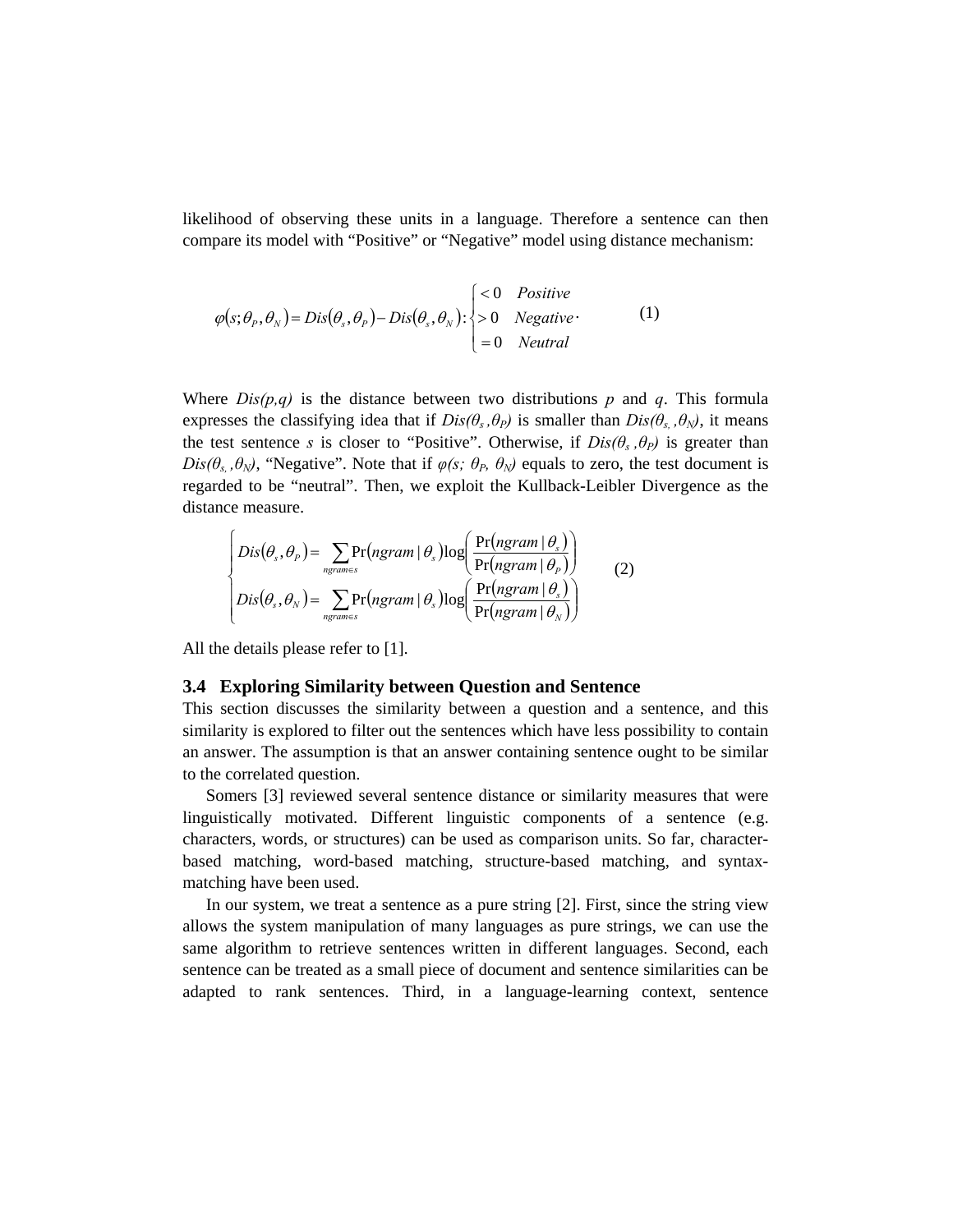likelihood of observing these units in a language. Therefore a sentence can then compare its model with "Positive" or "Negative" model using distance mechanism:

$$\varphi(s;\theta_P,\theta_N) = Dis(\theta_s,\theta_P) - Dis(\theta_s,\theta_N) : \begin{cases} <0 & Positive \\ >0 & Negative \\ =0 & Neutral \end{cases} \cdot \qquad (1)$$

Where $Dis(p,q)$ is the distance between two distributions $p$ and $q$. This formula expresses the classifying idea that if $Dis(\theta_s,\theta_P)$ is smaller than $Dis(\theta_s,\theta_N)$, it means the test sentence $s$ is closer to "Positive". Otherwise, if $Dis(\theta_s,\theta_P)$ is greater than $Dis(\theta_s,\theta_N)$, "Negative". Note that if $\varphi(s;\theta_P,\theta_N)$ equals to zero, the test document is regarded to be "neutral". Then, we exploit the Kullback-Leibler Divergence as the distance measure.

$$\begin{cases} Dis(\theta_s,\theta_P) = \sum_{ngram \in s} \Pr(ngram \mid \theta_s) \log\left(\frac{\Pr(ngram \mid \theta_s)}{\Pr(ngram \mid \theta_P)}\right) \\ Dis(\theta_s,\theta_N) = \sum_{ngram \in s} \Pr(ngram \mid \theta_s) \log\left(\frac{\Pr(ngram \mid \theta_s)}{\Pr(ngram \mid \theta_N)}\right) \end{cases} \qquad (2)$$

All the details please refer to [1].

### 3.4 Exploring Similarity between Question and Sentence

This section discusses the similarity between a question and a sentence, and this similarity is explored to filter out the sentences which have less possibility to contain an answer. The assumption is that an answer containing sentence ought to be similar to the correlated question.

Somers [3] reviewed several sentence distance or similarity measures that were linguistically motivated. Different linguistic components of a sentence (e.g. characters, words, or structures) can be used as comparison units. So far, character-based matching, word-based matching, structure-based matching, and syntax-matching have been used.

In our system, we treat a sentence as a pure string [2]. First, since the string view allows the system manipulation of many languages as pure strings, we can use the same algorithm to retrieve sentences written in different languages. Second, each sentence can be treated as a small piece of document and sentence similarities can be adapted to rank sentences. Third, in a language-learning context, sentence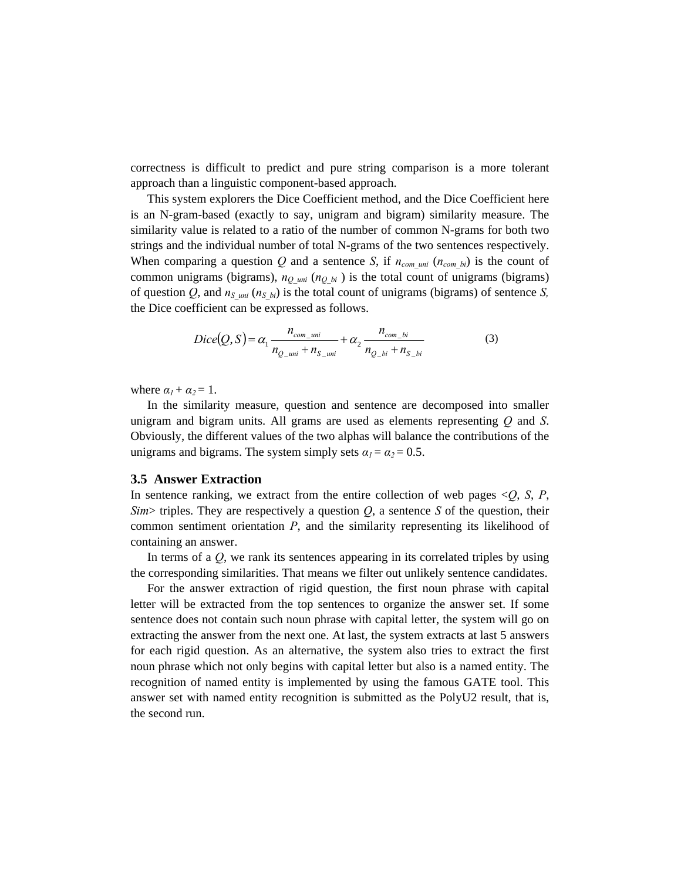correctness is difficult to predict and pure string comparison is a more tolerant approach than a linguistic component-based approach.

This system explorers the Dice Coefficient method, and the Dice Coefficient here is an N-gram-based (exactly to say, unigram and bigram) similarity measure. The similarity value is related to a ratio of the number of common N-grams for both two strings and the individual number of total N-grams of the two sentences respectively. When comparing a question *Q* and a sentence *S*, if $n_{com\_uni}$ ($n_{com\_bi}$) is the count of common unigrams (bigrams), $n_{Q\_uni}$ ($n_{Q\_bi}$ ) is the total count of unigrams (bigrams) of question *Q*, and $n_{S\_uni}$ ($n_{S\_bi}$) is the total count of unigrams (bigrams) of sentence *S*, the Dice coefficient can be expressed as follows.

$$Dice(Q,S) = \alpha_1 \frac{n_{com\_uni}}{n_{Q\_uni} + n_{S\_uni}} + \alpha_2 \frac{n_{com\_bi}}{n_{Q\_bi} + n_{S\_bi}} \tag{3}$$

where $\alpha_1 + \alpha_2 = 1$.

In the similarity measure, question and sentence are decomposed into smaller unigram and bigram units. All grams are used as elements representing *Q* and *S*. Obviously, the different values of the two alphas will balance the contributions of the unigrams and bigrams. The system simply sets $\alpha_1 = \alpha_2 = 0.5$.

### 3.5 Answer Extraction

In sentence ranking, we extract from the entire collection of web pages <*Q*, *S*, *P*, *Sim*> triples. They are respectively a question *Q*, a sentence *S* of the question, their common sentiment orientation *P*, and the similarity representing its likelihood of containing an answer.

In terms of a *Q*, we rank its sentences appearing in its correlated triples by using the corresponding similarities. That means we filter out unlikely sentence candidates.

For the answer extraction of rigid question, the first noun phrase with capital letter will be extracted from the top sentences to organize the answer set. If some sentence does not contain such noun phrase with capital letter, the system will go on extracting the answer from the next one. At last, the system extracts at last 5 answers for each rigid question. As an alternative, the system also tries to extract the first noun phrase which not only begins with capital letter but also is a named entity. The recognition of named entity is implemented by using the famous GATE tool. This answer set with named entity recognition is submitted as the PolyU2 result, that is, the second run.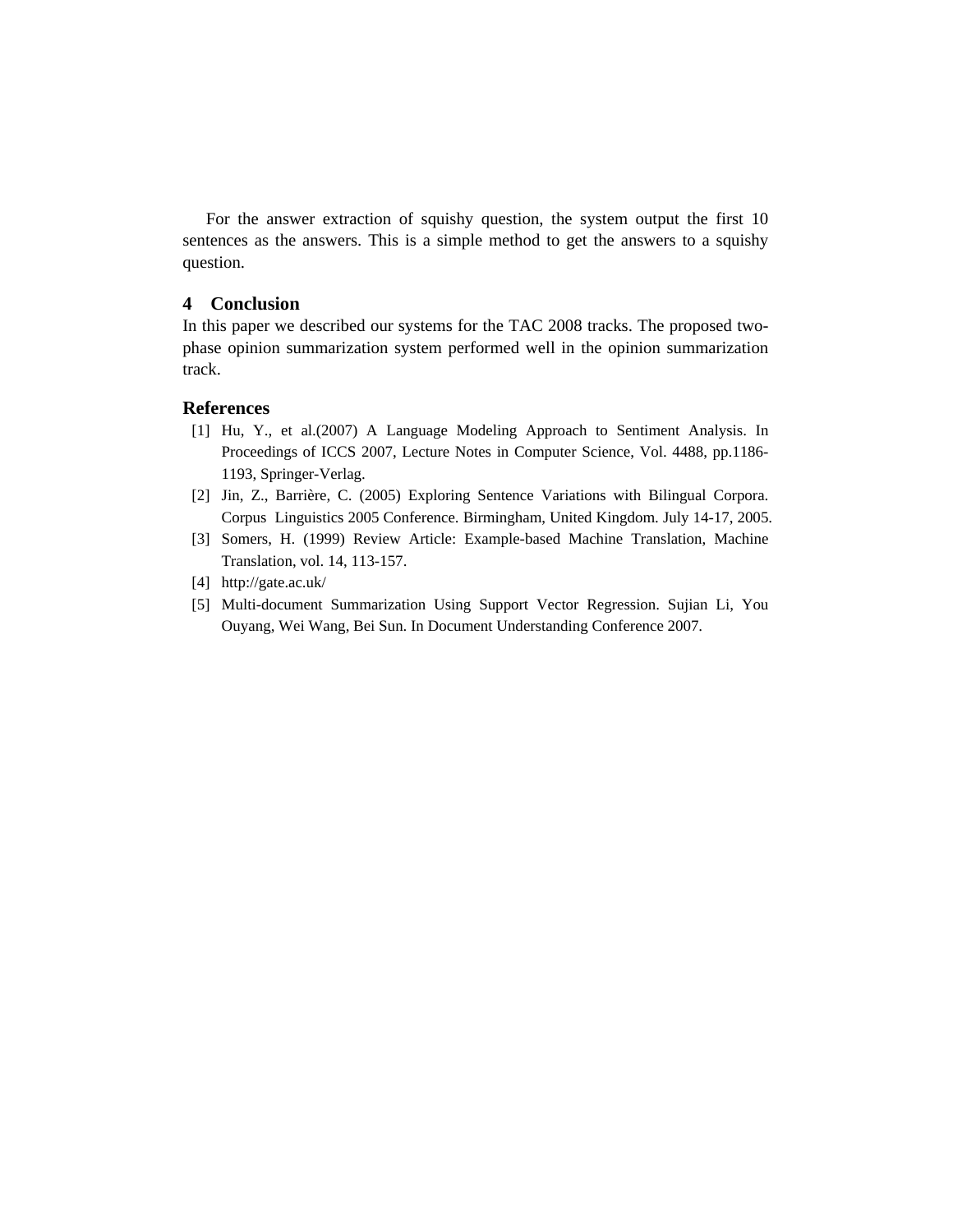For the answer extraction of squishy question, the system output the first 10 sentences as the answers. This is a simple method to get the answers to a squishy question.

## 4 Conclusion

In this paper we described our systems for the TAC 2008 tracks. The proposed two-phase opinion summarization system performed well in the opinion summarization track.

## References

[1] Hu, Y., et al.(2007) A Language Modeling Approach to Sentiment Analysis. In Proceedings of ICCS 2007, Lecture Notes in Computer Science, Vol. 4488, pp.1186-1193, Springer-Verlag.

[2] Jin, Z., Barrière, C. (2005) Exploring Sentence Variations with Bilingual Corpora. Corpus Linguistics 2005 Conference. Birmingham, United Kingdom. July 14-17, 2005.

[3] Somers, H. (1999) Review Article: Example-based Machine Translation, Machine Translation, vol. 14, 113-157.

[4] http://gate.ac.uk/

[5] Multi-document Summarization Using Support Vector Regression. Sujian Li, You Ouyang, Wei Wang, Bei Sun. In Document Understanding Conference 2007.